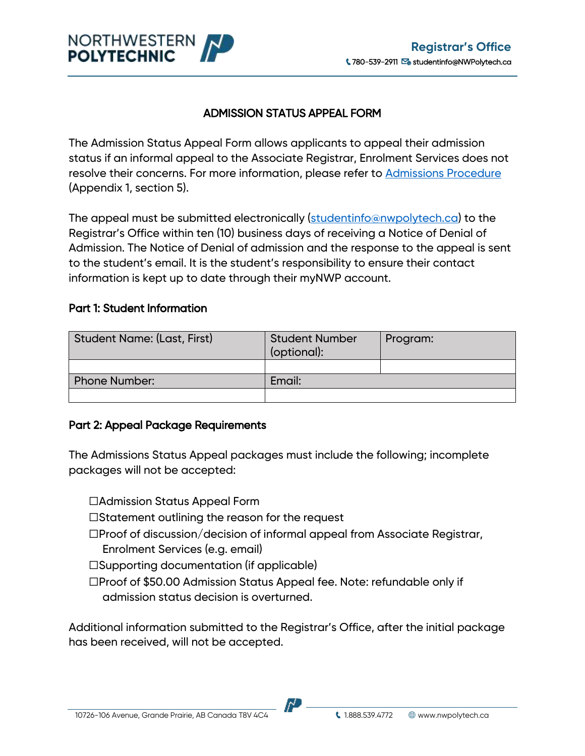# ADMISSION STATUS APPEAL FORM

The Admission Status Appeal Form allows applicants to appeal their admission status if an informal appeal to the Associate Registrar, Enrolment Services does not resolve their concerns. For more information, please refer to Admissions Procedure (Appendix 1, section 5).

The appeal must be submitted electronically (studentinfo@nwpolytech.ca) to the Registrar's Office within ten (10) business days of receiving a Notice of Denial of Admission. The Notice of Denial of admission and the response to the appeal is sent to the student's email. It is the student's responsibility to ensure their contact information is kept up to date through their myNWP account.

## Part 1: Student Information

| Student Name: (Last, First) | Student Number (optional): | Program: |
|---|---|---|
| | | |
| Phone Number: | Email: | |
| | | |

## Part 2: Appeal Package Requirements

The Admissions Status Appeal packages must include the following; incomplete packages will not be accepted:

- ☐Admission Status Appeal Form
- ☐Statement outlining the reason for the request
- ☐Proof of discussion/decision of informal appeal from Associate Registrar, Enrolment Services (e.g. email)
- ☐Supporting documentation (if applicable)
- ☐Proof of $50.00 Admission Status Appeal fee. Note: refundable only if admission status decision is overturned.

Additional information submitted to the Registrar's Office, after the initial package has been received, will not be accepted.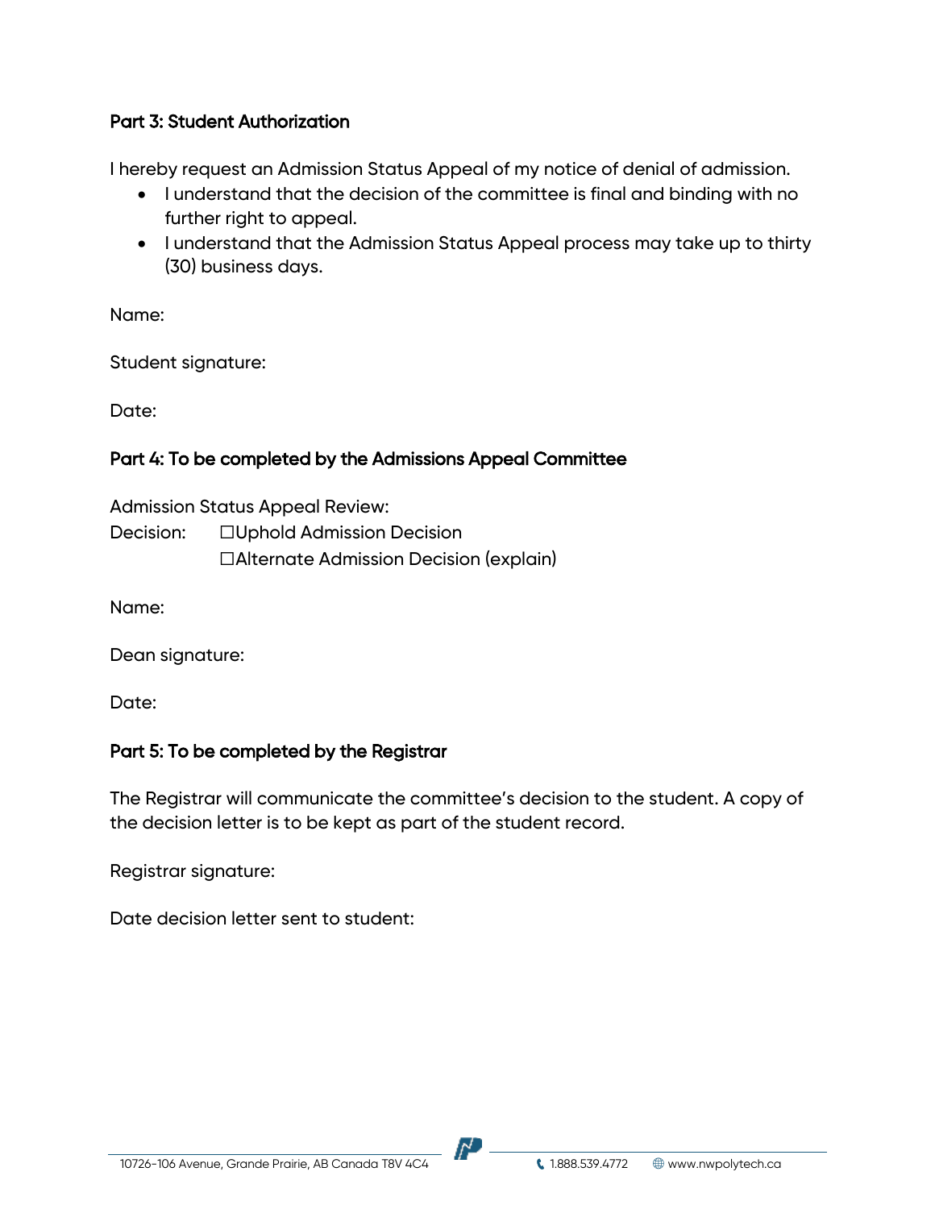## Part 3: Student Authorization

I hereby request an Admission Status Appeal of my notice of denial of admission.

- I understand that the decision of the committee is final and binding with no further right to appeal.
- I understand that the Admission Status Appeal process may take up to thirty (30) business days.

Name:

Student signature:

Date:

## Part 4: To be completed by the Admissions Appeal Committee

Admission Status Appeal Review:

Decision: ☐Uphold Admission Decision

☐Alternate Admission Decision (explain)

Name:

Dean signature:

Date:

## Part 5: To be completed by the Registrar

The Registrar will communicate the committee's decision to the student. A copy of the decision letter is to be kept as part of the student record.

Registrar signature:

Date decision letter sent to student: